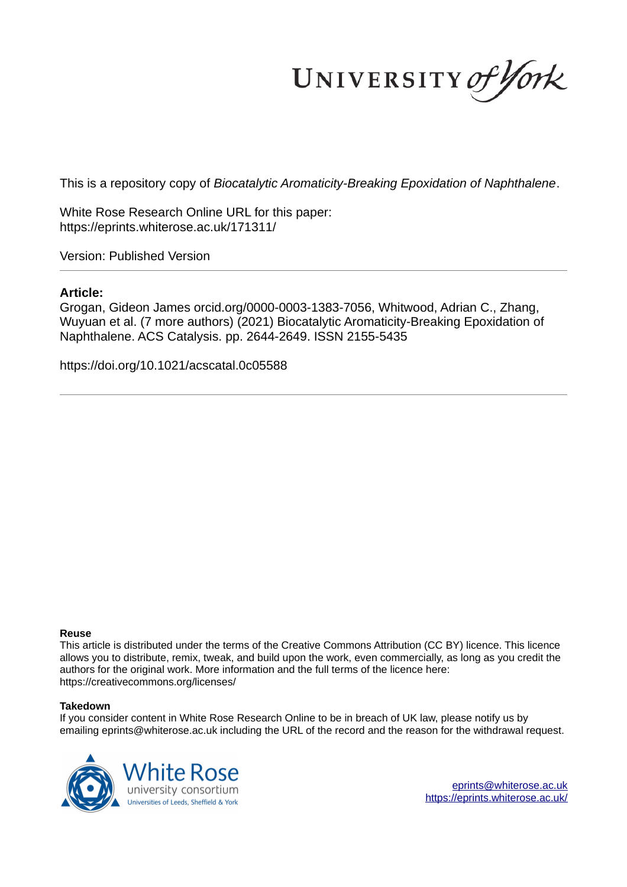UNIVERSITY of York

This is a repository copy of *Biocatalytic Aromaticity-Breaking Epoxidation of Naphthalene*.

White Rose Research Online URL for this paper:
https://eprints.whiterose.ac.uk/171311/

Version: Published Version

**Article:**

Grogan, Gideon James orcid.org/0000-0003-1383-7056, Whitwood, Adrian C., Zhang, Wuyuan et al. (7 more authors) (2021) Biocatalytic Aromaticity-Breaking Epoxidation of Naphthalene. ACS Catalysis. pp. 2644-2649. ISSN 2155-5435

https://doi.org/10.1021/acscatal.0c05588

**Reuse**

This article is distributed under the terms of the Creative Commons Attribution (CC BY) licence. This licence allows you to distribute, remix, tweak, and build upon the work, even commercially, as long as you credit the authors for the original work. More information and the full terms of the licence here: https://creativecommons.org/licenses/

**Takedown**

If you consider content in White Rose Research Online to be in breach of UK law, please notify us by emailing eprints@whiterose.ac.uk including the URL of the record and the reason for the withdrawal request.

White Rose university consortium
Universities of Leeds, Sheffield & York

eprints@whiterose.ac.uk
https://eprints.whiterose.ac.uk/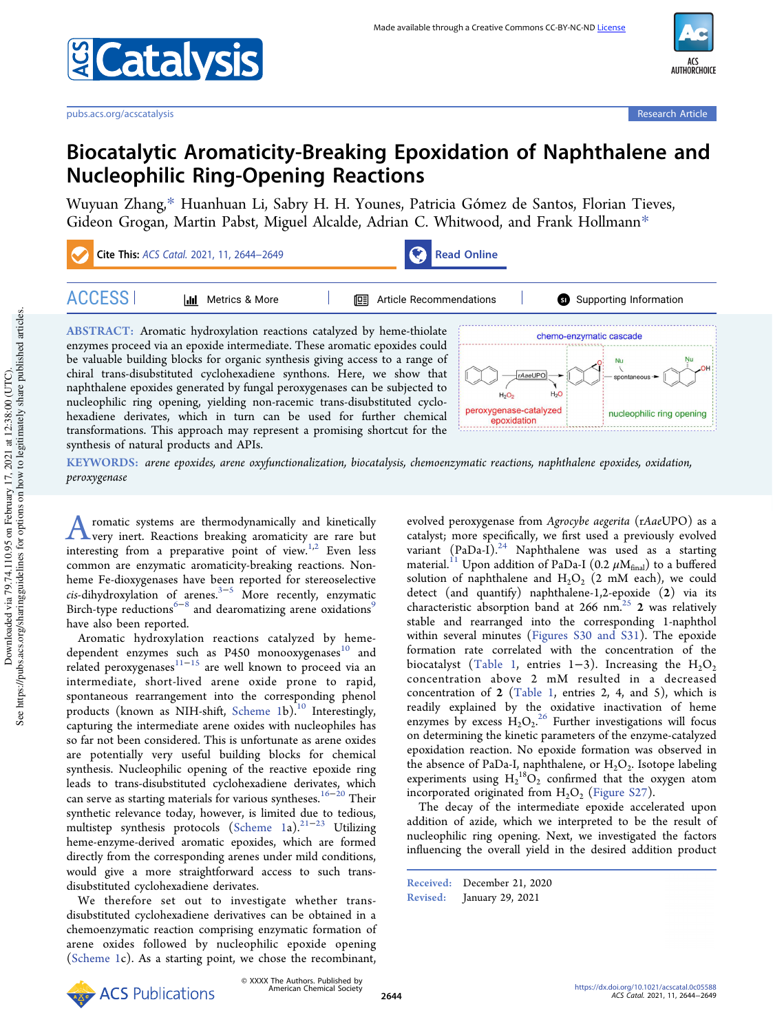# Biocatalytic Aromaticity-Breaking Epoxidation of Naphthalene and Nucleophilic Ring-Opening Reactions

Wuyuan Zhang,* Huanhuan Li, Sabry H. H. Younes, Patricia Gómez de Santos, Florian Tieves, Gideon Grogan, Martin Pabst, Miguel Alcalde, Adrian C. Whitwood, and Frank Hollmann*

**Cite This:** *ACS Catal.* 2021, 11, 2644–2649

**Read Online**

ACCESS | Metrics & More | Article Recommendations | Supporting Information

**ABSTRACT:** Aromatic hydroxylation reactions catalyzed by heme-thiolate enzymes proceed via an epoxide intermediate. These aromatic epoxides could be valuable building blocks for organic synthesis giving access to a range of chiral trans-disubstituted cyclohexadiene synthons. Here, we show that naphthalene epoxides generated by fungal peroxygenases can be subjected to nucleophilic ring opening, yielding non-racemic trans-disubstituted cyclohexadiene derivates, which in turn can be used for further chemical transformations. This approach may represent a promising shortcut for the synthesis of natural products and APIs.

chemo-enzymatic cascade: peroxygenase-catalyzed epoxidation ($rAae$UPO, $H_2O_2$ → $H_2O$); nucleophilic ring opening (Nu, spontaneous)

**KEYWORDS:** *arene epoxides, arene oxyfunctionalization, biocatalysis, chemoenzymatic reactions, naphthalene epoxides, oxidation, peroxygenase*

Aromatic systems are thermodynamically and kinetically very inert. Reactions breaking aromaticity are rare but interesting from a preparative point of view.[1,2] Even less common are enzymatic aromaticity-breaking reactions. Non-heme Fe-dioxygenases have been reported for stereoselective *cis*-dihydroxylation of arenes.[3−5] More recently, enzymatic Birch-type reductions[6−8] and dearomatizing arene oxidations[9] have also been reported.

Aromatic hydroxylation reactions catalyzed by heme-dependent enzymes such as P450 monooxygenases[10] and related peroxygenases[11−15] are well known to proceed via an intermediate, short-lived arene oxide prone to rapid, spontaneous rearrangement into the corresponding phenol products (known as NIH-shift, Scheme 1b).[10] Interestingly, capturing the intermediate arene oxides with nucleophiles has so far not been considered. This is unfortunate as arene oxides are potentially very useful building blocks for chemical synthesis. Nucleophilic opening of the reactive epoxide ring leads to trans-disubstituted cyclohexadiene derivatives, which can serve as starting materials for various syntheses.[16−20] Their synthetic relevance today, however, is limited due to tedious, multistep synthesis protocols (Scheme 1a).[21−23] Utilizing heme-enzyme-derived aromatic epoxides, which are formed directly from the corresponding arenes under mild conditions, would give a more straightforward access to such trans-disubstituted cyclohexadiene derivates.

We therefore set out to investigate whether trans-disubstituted cyclohexadiene derivatives can be obtained in a chemoenzymatic reaction comprising enzymatic formation of arene oxides followed by nucleophilic epoxide opening (Scheme 1c). As a starting point, we chose the recombinant, evolved peroxygenase from *Agrocybe aegerita* ($rAae$UPO) as a catalyst; more specifically, we first used a previously evolved variant (PaDa-I).[24] Naphthalene was used as a starting material.[11] Upon addition of PaDa-I (0.2 $\mu M_{final}$) to a buffered solution of naphthalene and $H_2O_2$ (2 mM each), we could detect (and quantify) naphthalene-1,2-epoxide (**2**) via its characteristic absorption band at 266 nm.[25] **2** was relatively stable and rearranged into the corresponding 1-naphthol within several minutes (Figures S30 and S31). The epoxide formation rate correlated with the concentration of the biocatalyst (Table 1, entries 1−3). Increasing the $H_2O_2$ concentration above 2 mM resulted in a decreased concentration of **2** (Table 1, entries 2, 4, and 5), which is readily explained by the oxidative inactivation of heme enzymes by excess $H_2O_2$.[26] Further investigations will focus on determining the kinetic parameters of the enzyme-catalyzed epoxidation reaction. No epoxide formation was observed in the absence of PaDa-I, naphthalene, or $H_2O_2$. Isotope labeling experiments using $H_2{}^{18}O_2$ confirmed that the oxygen atom incorporated originated from $H_2O_2$ (Figure S27).

The decay of the intermediate epoxide accelerated upon addition of azide, which we interpreted to be the result of nucleophilic ring opening. Next, we investigated the factors influencing the overall yield in the desired addition product

Received: December 21, 2020
Revised: January 29, 2021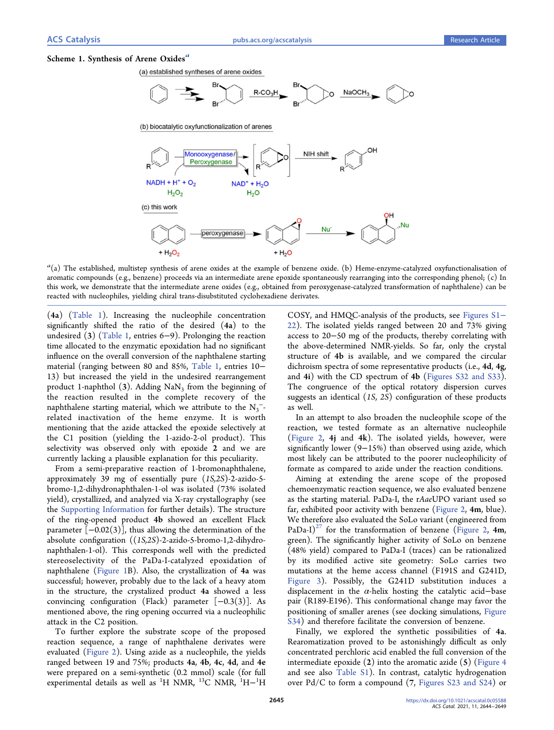**Scheme 1. Synthesis of Arene Oxides**[a]

[a](a) The established, multistep synthesis of arene oxides at the example of benzene oxide. (b) Heme-enzyme-catalyzed oxyfunctionalisation of aromatic compounds (e.g., benzene) proceeds via an intermediate arene epoxide spontaneously rearranging into the corresponding phenol; (c) In this work, we demonstrate that the intermediate arene oxides (e.g., obtained from peroxygenase-catalyzed transformation of naphthalene) can be reacted with nucleophiles, yielding chiral trans-disubstituted cyclohexadiene derivates.

(**4a**) (Table 1). Increasing the nucleophile concentration significantly shifted the ratio of the desired (**4a**) to the undesired (**3**) (Table 1, entries 6−9). Prolonging the reaction time allocated to the enzymatic epoxidation had no significant influence on the overall conversion of the naphthalene starting material (ranging between 80 and 85%, Table 1, entries 10−13) but increased the yield in the undesired rearrangement product 1-naphthol (**3**). Adding $NaN_3$ from the beginning of the reaction resulted in the complete recovery of the naphthalene starting material, which we attribute to the $N_3^-$-related inactivation of the heme enzyme. It is worth mentioning that the azide attacked the epoxide selectively at the C1 position (yielding the 1-azido-2-ol product). This selectivity was observed only with epoxide **2** and we are currently lacking a plausible explanation for this peculiarity.

From a semi-preparative reaction of 1-bromonaphthalene, approximately 39 mg of essentially pure (1*S*,2*S*)-2-azido-5-bromo-1,2-dihydronaphthalen-1-ol was isolated (73% isolated yield), crystallized, and analyzed via X-ray crystallography (see the Supporting Information for further details). The structure of the ring-opened product **4b** showed an excellent Flack parameter [−0.02(3)], thus allowing the determination of the absolute configuration ((1*S*,2*S*)-2-azido-5-bromo-1,2-dihydronaphthalen-1-ol). This corresponds well with the predicted stereoselectivity of the PaDa-I-catalyzed epoxidation of naphthalene (Figure 1B). Also, the crystallization of **4a** was successful; however, probably due to the lack of a heavy atom in the structure, the crystalized product **4a** showed a less convincing configuration (Flack) parameter [−0.3(3)]. As mentioned above, the ring opening occurred via a nucleophilic attack in the C2 position.

To further explore the substrate scope of the proposed reaction sequence, a range of naphthalene derivates were evaluated (Figure 2). Using azide as a nucleophile, the yields ranged between 19 and 75%; products **4a**, **4b**, **4c**, **4d**, and **4e** were prepared on a semi-synthetic (0.2 mmol) scale (for full experimental details as well as $^1$H NMR, $^{13}$C NMR, $^1$H−$^1$H COSY, and HMQC-analysis of the products, see Figures S1−22). The isolated yields ranged between 20 and 73% giving access to 20−50 mg of the products, thereby correlating with the above-determined NMR-yields. So far, only the crystal structure of **4b** is available, and we compared the circular dichroism spectra of some representative products (i.e., **4d**, **4g**, and **4i**) with the CD spectrum of **4b** (Figures S32 and S33). The congruence of the optical rotatory dispersion curves suggests an identical (1*S*, 2*S*) configuration of these products as well.

In an attempt to also broaden the nucleophile scope of the reaction, we tested formate as an alternative nucleophile (Figure 2, **4j** and **4k**). The isolated yields, however, were significantly lower (9−15%) than observed using azide, which most likely can be attributed to the poorer nucleophilicity of formate as compared to azide under the reaction conditions.

Aiming at extending the arene scope of the proposed chemoenzymatic reaction sequence, we also evaluated benzene as the starting material. PaDa-I, the r*Aae*UPO variant used so far, exhibited poor activity with benzene (Figure 2, **4m**, blue). We therefore also evaluated the SoLo variant (engineered from PaDa-I)[27] for the transformation of benzene (Figure 2, **4m**, green). The significantly higher activity of SoLo on benzene (48% yield) compared to PaDa-I (traces) can be rationalized by its modified active site geometry: SoLo carries two mutations at the heme access channel (F191S and G241D, Figure 3). Possibly, the G241D substitution induces a displacement in the $\alpha$-helix hosting the catalytic acid−base pair (R189-E196). This conformational change may favor the positioning of smaller arenes (see docking simulations, Figure S34) and therefore facilitate the conversion of benzene.

Finally, we explored the synthetic possibilities of **4a**. Rearomatization proved to be astonishingly difficult as only concentrated perchloric acid enabled the full conversion of the intermediate epoxide (**2**) into the aromatic azide (**5**) (Figure 4 and see also Table S1). In contrast, catalytic hydrogenation over Pd/C to form a compound (**7**, Figures S23 and S24) or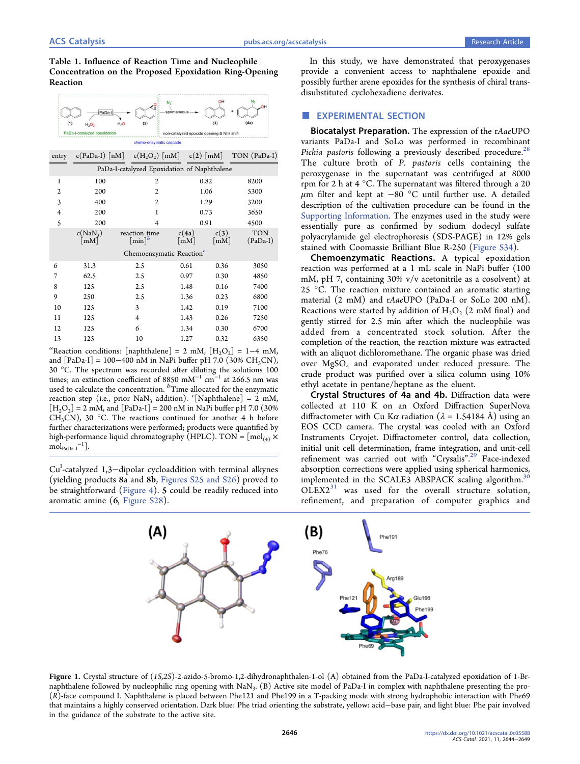**Table 1. Influence of Reaction Time and Nucleophile Concentration on the Proposed Epoxidation Ring-Opening Reaction**

| entry | c(PaDa-I) [nM] | c($H_2O_2$) [mM] | c(**2**) [mM] | TON (PaDa-I) |
|---|---|---|---|---|
| PaDa-I-catalyzed Epoxidation of Naphthalene | | | | |
| 1 | 100 | 2 | 0.82 | 8200 |
| 2 | 200 | 2 | 1.06 | 5300 |
| 3 | 400 | 2 | 1.29 | 3200 |
| 4 | 200 | 1 | 0.73 | 3650 |
| 5 | 200 | 4 | 0.91 | 4500 |

| entry | c($NaN_3$) [mM] | reaction time [min][b] | c(**4a**) [mM] | c(**3**) [mM] | TON (PaDa-I) |
|---|---|---|---|---|---|
| Chemoenzymatic Reaction[c] | | | | | |
| 6 | 31.3 | 2.5 | 0.61 | 0.36 | 3050 |
| 7 | 62.5 | 2.5 | 0.97 | 0.30 | 4850 |
| 8 | 125 | 2.5 | 1.48 | 0.16 | 7400 |
| 9 | 250 | 2.5 | 1.36 | 0.23 | 6800 |
| 10 | 125 | 3 | 1.42 | 0.19 | 7100 |
| 11 | 125 | 4 | 1.43 | 0.26 | 7250 |
| 12 | 125 | 6 | 1.34 | 0.30 | 6700 |
| 13 | 125 | 10 | 1.27 | 0.32 | 6350 |

[a]Reaction conditions: [naphthalene] = 2 mM, [$H_2O_2$] = 1−4 mM, and [PaDa-I] = 100−400 nM in NaPi buffer pH 7.0 (30% $CH_3CN$), 30 °C. The spectrum was recorded after diluting the solutions 100 times; an extinction coefficient of 8850 $mM^{-1}$ $cm^{-1}$ at 266.5 nm was used to calculate the concentration. [b]Time allocated for the enzymatic reaction step (i.e., prior $NaN_3$ addition). [c][Naphthalene] = 2 mM, [$H_2O_2$] = 2 mM, and [PaDa-I] = 200 nM in NaPi buffer pH 7.0 (30% $CH_3CN$), 30 °C. The reactions continued for another 4 h before further characterizations were performed; products were quantified by high-performance liquid chromatography (HPLC). TON = [$mol_{(4)}$ × $mol_{PaDa-I}^{-1}$].

$Cu^I$-catalyzed 1,3−dipolar cycloaddition with terminal alkynes (yielding products **8a** and **8b**, Figures S25 and S26) proved to be straightforward (Figure 4). **5** could be readily reduced into aromatic amine (**6**, Figure S28).

In this study, we have demonstrated that peroxygenases provide a convenient access to naphthalene epoxide and possibly further arene epoxides for the synthesis of chiral trans-disubstituted cyclohexadiene derivates.

## EXPERIMENTAL SECTION

**Biocatalyst Preparation.** The expression of the r*Aae*UPO variants PaDa-I and SoLo was performed in recombinant *Pichia pastoris* following a previously described procedure.[28] The culture broth of *P. pastoris* cells containing the peroxygenase in the supernatant was centrifuged at 8000 rpm for 2 h at 4 °C. The supernatant was filtered through a 20 $\mu$m filter and kept at −80 °C until further use. A detailed description of the cultivation procedure can be found in the Supporting Information. The enzymes used in the study were essentially pure as confirmed by sodium dodecyl sulfate polyacrylamide gel electrophoresis (SDS-PAGE) in 12% gels stained with Coomassie Brilliant Blue R-250 (Figure S34).

**Chemoenzymatic Reactions.** A typical epoxidation reaction was performed at a 1 mL scale in NaPi buffer (100 mM, pH 7, containing 30% v/v acetonitrile as a cosolvent) at 25 °C. The reaction mixture contained an aromatic starting material (2 mM) and r*Aae*UPO (PaDa-I or SoLo 200 nM). Reactions were started by addition of $H_2O_2$ (2 mM final) and gently stirred for 2.5 min after which the nucleophile was added from a concentrated stock solution. After the completion of the reaction, the reaction mixture was extracted with an aliquot dichloromethane. The organic phase was dried over $MgSO_4$ and evaporated under reduced pressure. The crude product was purified over a silica column using 10% ethyl acetate in pentane/heptane as the eluent.

**Crystal Structures of 4a and 4b.** Diffraction data were collected at 110 K on an Oxford Diffraction SuperNova diffractometer with Cu K$\alpha$ radiation ($\lambda$ = 1.54184 Å) using an EOS CCD camera. The crystal was cooled with an Oxford Instruments Cryojet. Diffractometer control, data collection, initial unit cell determination, frame integration, and unit-cell refinement was carried out with "Crysalis".[29] Face-indexed absorption corrections were applied using spherical harmonics, implemented in the SCALE3 ABSPACK scaling algorithm.[30] OLEX2[31] was used for the overall structure solution, refinement, and preparation of computer graphics and

Figure 1. Crystal structure of (*1S,2S*)-2-azido-5-bromo-1,2-dihydronaphthalen-1-ol (A) obtained from the PaDa-I-catalyzed epoxidation of 1-Br-naphthalene followed by nucleophilic ring opening with $NaN_3$. (B) Active site model of PaDa-I in complex with naphthalene presenting the pro-(*R*)-face compound I. Naphthalene is placed between Phe121 and Phe199 in a T-packing mode with strong hydrophobic interaction with Phe69 that maintains a highly conserved orientation. Dark blue: Phe triad orienting the substrate, yellow: acid−base pair, and light blue: Phe pair involved in the guidance of the substrate to the active site.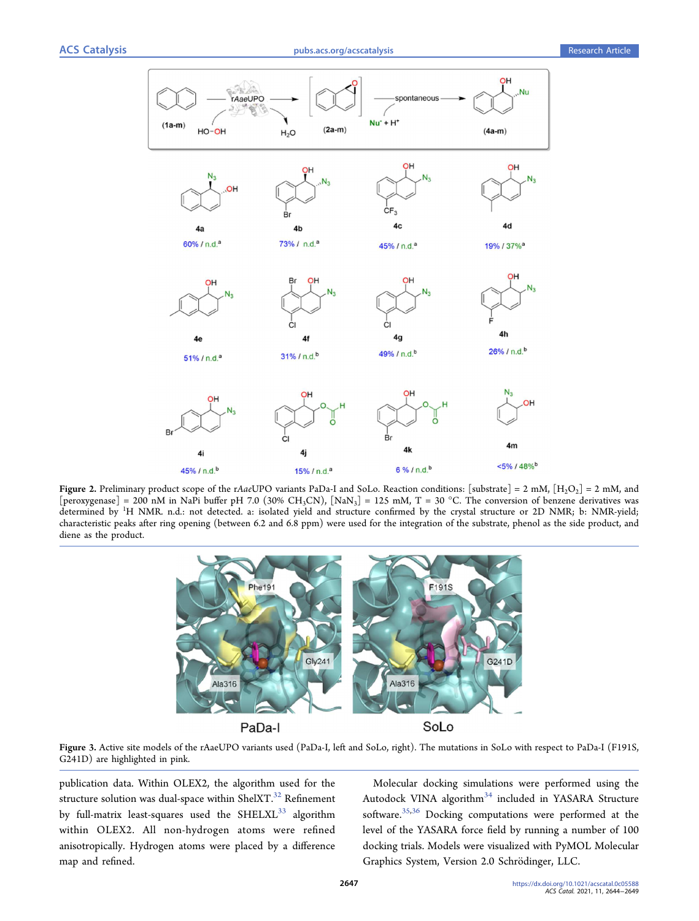**Figure 2.** Preliminary product scope of the r*Aae*UPO variants PaDa-I and SoLo. Reaction conditions: [substrate] = 2 mM, [$H_2O_2$] = 2 mM, and [peroxygenase] = 200 nM in NaPi buffer pH 7.0 (30% $CH_3CN$), [$NaN_3$] = 125 mM, T = 30 °C. The conversion of benzene derivatives was determined by $^1$H NMR. n.d.: not detected. a: isolated yield and structure confirmed by the crystal structure or 2D NMR; b: NMR-yield; characteristic peaks after ring opening (between 6.2 and 6.8 ppm) were used for the integration of the substrate, phenol as the side product, and diene as the product.

**Figure 3.** Active site models of the rAaeUPO variants used (PaDa-I, left and SoLo, right). The mutations in SoLo with respect to PaDa-I (F191S, G241D) are highlighted in pink.

publication data. Within OLEX2, the algorithm used for the structure solution was dual-space within ShelXT.[32] Refinement by full-matrix least-squares used the SHELXL[33] algorithm within OLEX2. All non-hydrogen atoms were refined anisotropically. Hydrogen atoms were placed by a difference map and refined.

Molecular docking simulations were performed using the Autodock VINA algorithm[34] included in YASARA Structure software.[35,36] Docking computations were performed at the level of the YASARA force field by running a number of 100 docking trials. Models were visualized with PyMOL Molecular Graphics System, Version 2.0 Schrödinger, LLC.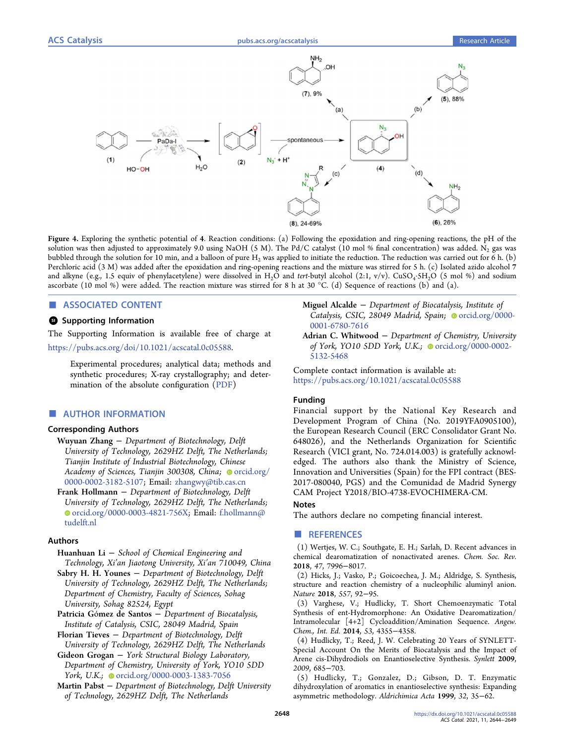Figure 4. Exploring the synthetic potential of 4. Reaction conditions: (a) Following the epoxidation and ring-opening reactions, the pH of the solution was then adjusted to approximately 9.0 using NaOH (5 M). The Pd/C catalyst (10 mol % final concentration) was added. $N_2$ gas was bubbled through the solution for 10 min, and a balloon of pure $H_2$ was applied to initiate the reduction. The reduction was carried out for 6 h. (b) Perchloric acid (3 M) was added after the epoxidation and ring-opening reactions and the mixture was stirred for 5 h. (c) Isolated azido alcohol 7 and alkyne (e.g., 1.5 equiv of phenylacetylene) were dissolved in $H_2O$ and *tert*-butyl alcohol (2:1, v/v). $CuSO_4 \cdot 5H_2O$ (5 mol %) and sodium ascorbate (10 mol %) were added. The reaction mixture was stirred for 8 h at 30 °C. (d) Sequence of reactions (b) and (a).

## ■ ASSOCIATED CONTENT

### Supporting Information

The Supporting Information is available free of charge at https://pubs.acs.org/doi/10.1021/acscatal.0c05588.

Experimental procedures; analytical data; methods and synthetic procedures; X-ray crystallography; and determination of the absolute configuration (PDF)

## ■ AUTHOR INFORMATION

### Corresponding Authors

**Wuyuan Zhang** − *Department of Biotechnology, Delft University of Technology, 2629HZ Delft, The Netherlands; Tianjin Institute of Industrial Biotechnology, Chinese Academy of Sciences, Tianjin 300308, China;* orcid.org/0000-0002-3182-5107; Email: zhangwy@tib.cas.cn

**Frank Hollmann** − *Department of Biotechnology, Delft University of Technology, 2629HZ Delft, The Netherlands;* orcid.org/0000-0003-4821-756X; Email: f.hollmann@tudelft.nl

### Authors

**Huanhuan Li** − *School of Chemical Engineering and Technology, Xi'an Jiaotong University, Xi'an 710049, China*

**Sabry H. H. Younes** − *Department of Biotechnology, Delft University of Technology, 2629HZ Delft, The Netherlands; Department of Chemistry, Faculty of Sciences, Sohag University, Sohag 82524, Egypt*

**Patricia Gómez de Santos** − *Department of Biocatalysis, Institute of Catalysis, CSIC, 28049 Madrid, Spain*

**Florian Tieves** − *Department of Biotechnology, Delft University of Technology, 2629HZ Delft, The Netherlands*

**Gideon Grogan** − *York Structural Biology Laboratory, Department of Chemistry, University of York, YO10 5DD York, U.K.;* orcid.org/0000-0003-1383-7056

**Martin Pabst** − *Department of Biotechnology, Delft University of Technology, 2629HZ Delft, The Netherlands*

**Miguel Alcalde** − *Department of Biocatalysis, Institute of Catalysis, CSIC, 28049 Madrid, Spain;* orcid.org/0000-0001-6780-7616

**Adrian C. Whitwood** − *Department of Chemistry, University of York, YO10 5DD York, U.K.;* orcid.org/0000-0002-5132-5468

Complete contact information is available at: https://pubs.acs.org/10.1021/acscatal.0c05588

### Funding

Financial support by the National Key Research and Development Program of China (No. 2019YFA0905100), the European Research Council (ERC Consolidator Grant No. 648026), and the Netherlands Organization for Scientific Research (VICI grant, No. 724.014.003) is gratefully acknowledged. The authors also thank the Ministry of Science, Innovation and Universities (Spain) for the FPI contract (BES-2017-080040, PGS) and the Comunidad de Madrid Synergy CAM Project Y2018/BIO-4738-EVOCHIMERA-CM.

### Notes

The authors declare no competing financial interest.

## ■ REFERENCES

(1) Wertjes, W. C.; Southgate, E. H.; Sarlah, D. Recent advances in chemical dearomatization of nonactivated arenes. *Chem. Soc. Rev.* **2018**, *47*, 7996−8017.

(2) Hicks, J.; Vasko, P.; Goicoechea, J. M.; Aldridge, S. Synthesis, structure and reaction chemistry of a nucleophilic aluminyl anion. *Nature* **2018**, *557*, 92−95.

(3) Varghese, V.; Hudlicky, T. Short Chemoenzymatic Total Synthesis of ent-Hydromorphone: An Oxidative Dearomatization/Intramolecular [4+2] Cycloaddition/Amination Sequence. *Angew. Chem., Int. Ed.* **2014**, *53*, 4355−4358.

(4) Hudlicky, T.; Reed, J. W. Celebrating 20 Years of SYNLETT-Special Account On the Merits of Biocatalysis and the Impact of Arene cis-Dihydrodiols on Enantioselective Synthesis. *Synlett* **2009**, *2009*, 685−703.

(5) Hudlicky, T.; Gonzalez, D.; Gibson, D. T. Enzymatic dihydroxylation of aromatics in enantioselective synthesis: Expanding asymmetric methodology. *Aldrichimica Acta* **1999**, *32*, 35−62.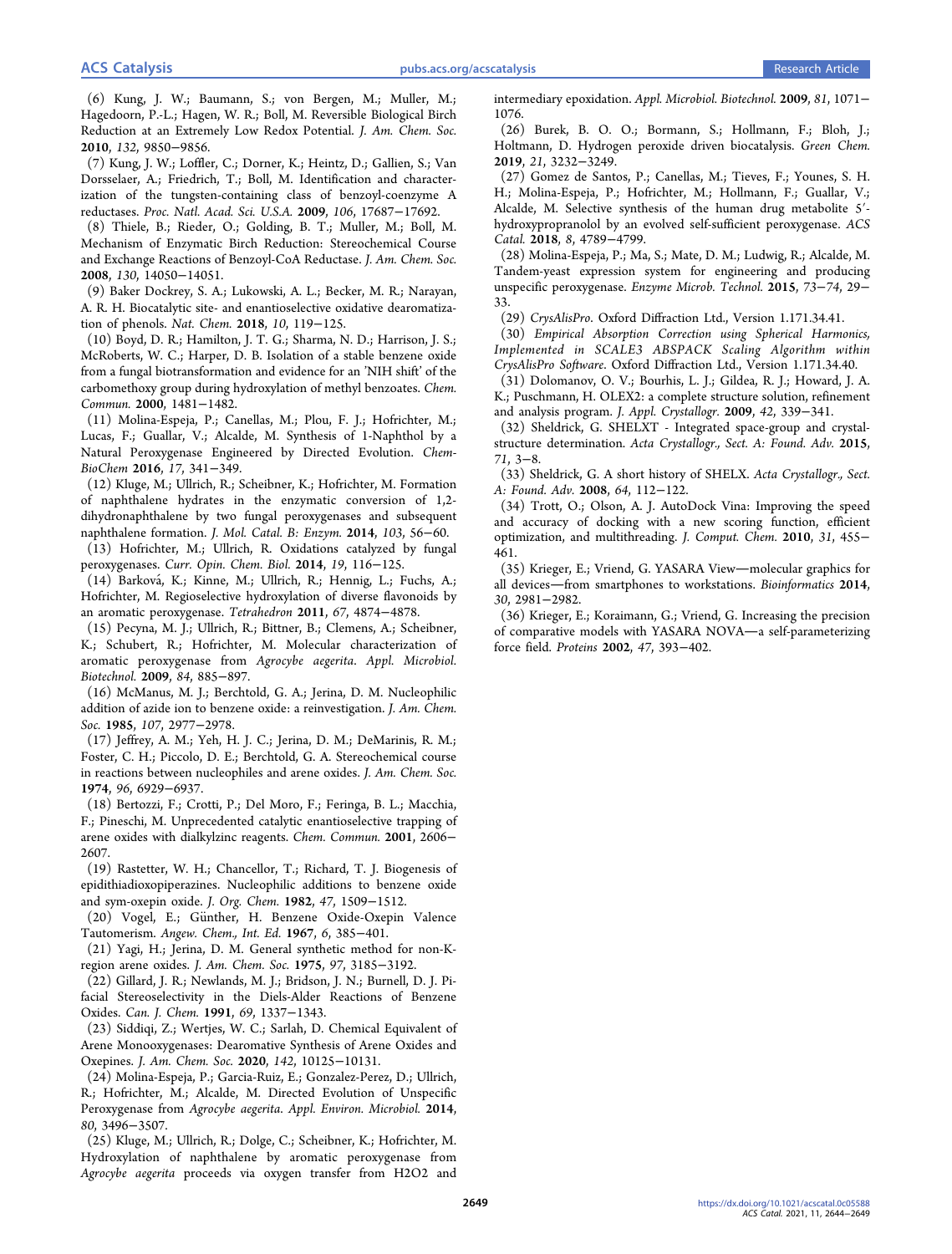(6) Kung, J. W.; Baumann, S.; von Bergen, M.; Muller, M.; Hagedoorn, P.-L.; Hagen, W. R.; Boll, M. Reversible Biological Birch Reduction at an Extremely Low Redox Potential. *J. Am. Chem. Soc.* **2010**, *132*, 9850−9856.

(7) Kung, J. W.; Loffler, C.; Dorner, K.; Heintz, D.; Gallien, S.; Van Dorsselaer, A.; Friedrich, T.; Boll, M. Identification and characterization of the tungsten-containing class of benzoyl-coenzyme A reductases. *Proc. Natl. Acad. Sci. U.S.A.* **2009**, *106*, 17687−17692.

(8) Thiele, B.; Rieder, O.; Golding, B. T.; Muller, M.; Boll, M. Mechanism of Enzymatic Birch Reduction: Stereochemical Course and Exchange Reactions of Benzoyl-CoA Reductase. *J. Am. Chem. Soc.* **2008**, *130*, 14050−14051.

(9) Baker Dockrey, S. A.; Lukowski, A. L.; Becker, M. R.; Narayan, A. R. H. Biocatalytic site- and enantioselective oxidative dearomatization of phenols. *Nat. Chem.* **2018**, *10*, 119−125.

(10) Boyd, D. R.; Hamilton, J. T. G.; Sharma, N. D.; Harrison, J. S.; McRoberts, W. C.; Harper, D. B. Isolation of a stable benzene oxide from a fungal biotransformation and evidence for an 'NIH shift' of the carbomethoxy group during hydroxylation of methyl benzoates. *Chem. Commun.* **2000**, 1481−1482.

(11) Molina-Espeja, P.; Canellas, M.; Plou, F. J.; Hofrichter, M.; Lucas, F.; Guallar, V.; Alcalde, M. Synthesis of 1-Naphthol by a Natural Peroxygenase Engineered by Directed Evolution. *ChemBioChem* **2016**, *17*, 341−349.

(12) Kluge, M.; Ullrich, R.; Scheibner, K.; Hofrichter, M. Formation of naphthalene hydrates in the enzymatic conversion of 1,2-dihydronaphthalene by two fungal peroxygenases and subsequent naphthalene formation. *J. Mol. Catal. B: Enzym.* **2014**, *103*, 56−60.

(13) Hofrichter, M.; Ullrich, R. Oxidations catalyzed by fungal peroxygenases. *Curr. Opin. Chem. Biol.* **2014**, *19*, 116−125.

(14) Barková, K.; Kinne, M.; Ullrich, R.; Hennig, L.; Fuchs, A.; Hofrichter, M. Regioselective hydroxylation of diverse flavonoids by an aromatic peroxygenase. *Tetrahedron* **2011**, *67*, 4874−4878.

(15) Pecyna, M. J.; Ullrich, R.; Bittner, B.; Clemens, A.; Scheibner, K.; Schubert, R.; Hofrichter, M. Molecular characterization of aromatic peroxygenase from *Agrocybe aegerita*. *Appl. Microbiol. Biotechnol.* **2009**, *84*, 885−897.

(16) McManus, M. J.; Berchtold, G. A.; Jerina, D. M. Nucleophilic addition of azide ion to benzene oxide: a reinvestigation. *J. Am. Chem. Soc.* **1985**, *107*, 2977−2978.

(17) Jeffrey, A. M.; Yeh, H. J. C.; Jerina, D. M.; DeMarinis, R. M.; Foster, C. H.; Piccolo, D. E.; Berchtold, G. A. Stereochemical course in reactions between nucleophiles and arene oxides. *J. Am. Chem. Soc.* **1974**, *96*, 6929−6937.

(18) Bertozzi, F.; Crotti, P.; Del Moro, F.; Feringa, B. L.; Macchia, F.; Pineschi, M. Unprecedented catalytic enantioselective trapping of arene oxides with dialkylzinc reagents. *Chem. Commun.* **2001**, 2606−2607.

(19) Rastetter, W. H.; Chancellor, T.; Richard, T. J. Biogenesis of epidithiadioxopiperazines. Nucleophilic additions to benzene oxide and sym-oxepin oxide. *J. Org. Chem.* **1982**, *47*, 1509−1512.

(20) Vogel, E.; Günther, H. Benzene Oxide-Oxepin Valence Tautomerism. *Angew. Chem., Int. Ed.* **1967**, *6*, 385−401.

(21) Yagi, H.; Jerina, D. M. General synthetic method for non-K-region arene oxides. *J. Am. Chem. Soc.* **1975**, *97*, 3185−3192.

(22) Gillard, J. R.; Newlands, M. J.; Bridson, J. N.; Burnell, D. J. Pi-facial Stereoselectivity in the Diels-Alder Reactions of Benzene Oxides. *Can. J. Chem.* **1991**, *69*, 1337−1343.

(23) Siddiqi, Z.; Wertjes, W. C.; Sarlah, D. Chemical Equivalent of Arene Monooxygenases: Dearomative Synthesis of Arene Oxides and Oxepines. *J. Am. Chem. Soc.* **2020**, *142*, 10125−10131.

(24) Molina-Espeja, P.; Garcia-Ruiz, E.; Gonzalez-Perez, D.; Ullrich, R.; Hofrichter, M.; Alcalde, M. Directed Evolution of Unspecific Peroxygenase from *Agrocybe aegerita*. *Appl. Environ. Microbiol.* **2014**, *80*, 3496−3507.

(25) Kluge, M.; Ullrich, R.; Dolge, C.; Scheibner, K.; Hofrichter, M. Hydroxylation of naphthalene by aromatic peroxygenase from *Agrocybe aegerita* proceeds via oxygen transfer from H2O2 and intermediary epoxidation. *Appl. Microbiol. Biotechnol.* **2009**, *81*, 1071−1076.

(26) Burek, B. O. O.; Bormann, S.; Hollmann, F.; Bloh, J.; Holtmann, D. Hydrogen peroxide driven biocatalysis. *Green Chem.* **2019**, *21*, 3232−3249.

(27) Gomez de Santos, P.; Canellas, M.; Tieves, F.; Younes, S. H. H.; Molina-Espeja, P.; Hofrichter, M.; Hollmann, F.; Guallar, V.; Alcalde, M. Selective synthesis of the human drug metabolite 5′-hydroxypropranolol by an evolved self-sufficient peroxygenase. *ACS Catal.* **2018**, *8*, 4789−4799.

(28) Molina-Espeja, P.; Ma, S.; Mate, D. M.; Ludwig, R.; Alcalde, M. Tandem-yeast expression system for engineering and producing unspecific peroxygenase. *Enzyme Microb. Technol.* **2015**, *73*−*74*, 29−33.

(29) *CrysAlisPro*. Oxford Diffraction Ltd., Version 1.171.34.41.

(30) *Empirical Absorption Correction using Spherical Harmonics, Implemented in SCALE3 ABSPACK Scaling Algorithm within CrysAlisPro Software*. Oxford Diffraction Ltd., Version 1.171.34.40.

(31) Dolomanov, O. V.; Bourhis, L. J.; Gildea, R. J.; Howard, J. A. K.; Puschmann, H. OLEX2: a complete structure solution, refinement and analysis program. *J. Appl. Crystallogr.* **2009**, *42*, 339−341.

(32) Sheldrick, G. SHELXT - Integrated space-group and crystal-structure determination. *Acta Crystallogr., Sect. A: Found. Adv.* **2015**, *71*, 3−8.

(33) Sheldrick, G. A short history of SHELX. *Acta Crystallogr., Sect. A: Found. Adv.* **2008**, *64*, 112−122.

(34) Trott, O.; Olson, A. J. AutoDock Vina: Improving the speed and accuracy of docking with a new scoring function, efficient optimization, and multithreading. *J. Comput. Chem.* **2010**, *31*, 455−461.

(35) Krieger, E.; Vriend, G. YASARA View—molecular graphics for all devices—from smartphones to workstations. *Bioinformatics* **2014**, *30*, 2981−2982.

(36) Krieger, E.; Koraimann, G.; Vriend, G. Increasing the precision of comparative models with YASARA NOVA—a self-parameterizing force field. *Proteins* **2002**, *47*, 393−402.